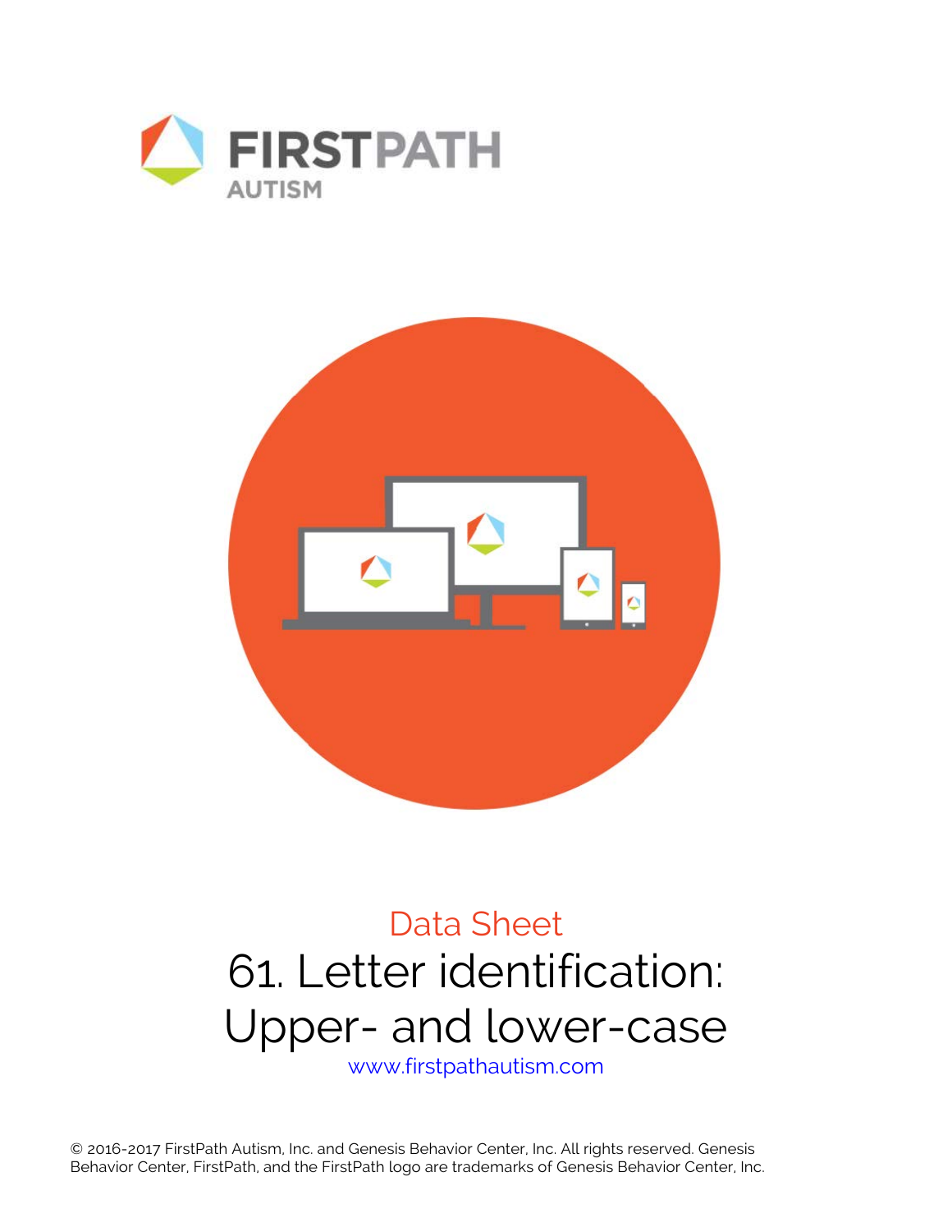FIRSTPATH
AUTISM

Data Sheet

# 61. Letter identification: Upper- and lower-case

www.firstpathautism.com

© 2016-2017 FirstPath Autism, Inc. and Genesis Behavior Center, Inc. All rights reserved. Genesis Behavior Center, FirstPath, and the FirstPath logo are trademarks of Genesis Behavior Center, Inc.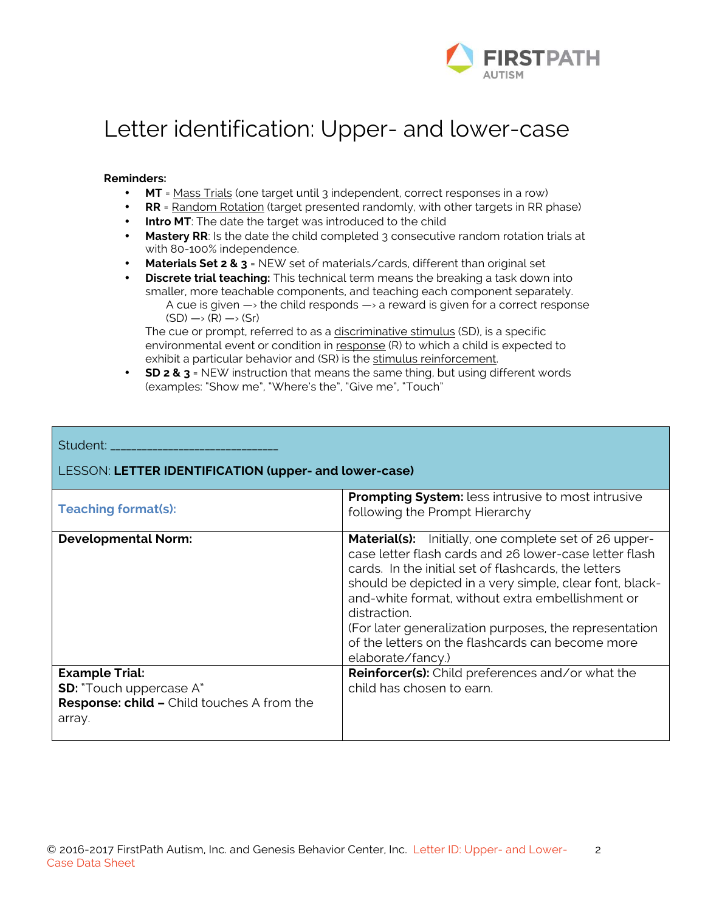# Letter identification: Upper- and lower-case

**Reminders:**

- **MT** = Mass Trials (one target until 3 independent, correct responses in a row)
- **RR** = Random Rotation (target presented randomly, with other targets in RR phase)
- **Intro MT**: The date the target was introduced to the child
- **Mastery RR**: Is the date the child completed 3 consecutive random rotation trials at with 80-100% independence.
- **Materials Set 2 & 3** = NEW set of materials/cards, different than original set
- **Discrete trial teaching:** This technical term means the breaking a task down into smaller, more teachable components, and teaching each component separately.
  A cue is given —> the child responds —> a reward is given for a correct response
  (SD) —> (R) —> (Sr)
  The cue or prompt, referred to as a discriminative stimulus (SD), is a specific environmental event or condition in response (R) to which a child is expected to exhibit a particular behavior and (SR) is the stimulus reinforcement.
- **SD 2 & 3** = NEW instruction that means the same thing, but using different words (examples: "Show me", "Where's the", "Give me", "Touch"

| Student: ____________________________ <br> LESSON: **LETTER IDENTIFICATION (upper- and lower-case)** | |
|---|---|
| **Teaching format(s):** | **Prompting System:** less intrusive to most intrusive following the Prompt Hierarchy |
| **Developmental Norm:** | **Material(s):** Initially, one complete set of 26 upper-case letter flash cards and 26 lower-case letter flash cards. In the initial set of flashcards, the letters should be depicted in a very simple, clear font, black-and-white format, without extra embellishment or distraction. (For later generalization purposes, the representation of the letters on the flashcards can become more elaborate/fancy.) |
| **Example Trial:** <br> **SD:** "Touch uppercase A" <br> **Response: child –** Child touches A from the array. | **Reinforcer(s):** Child preferences and/or what the child has chosen to earn. |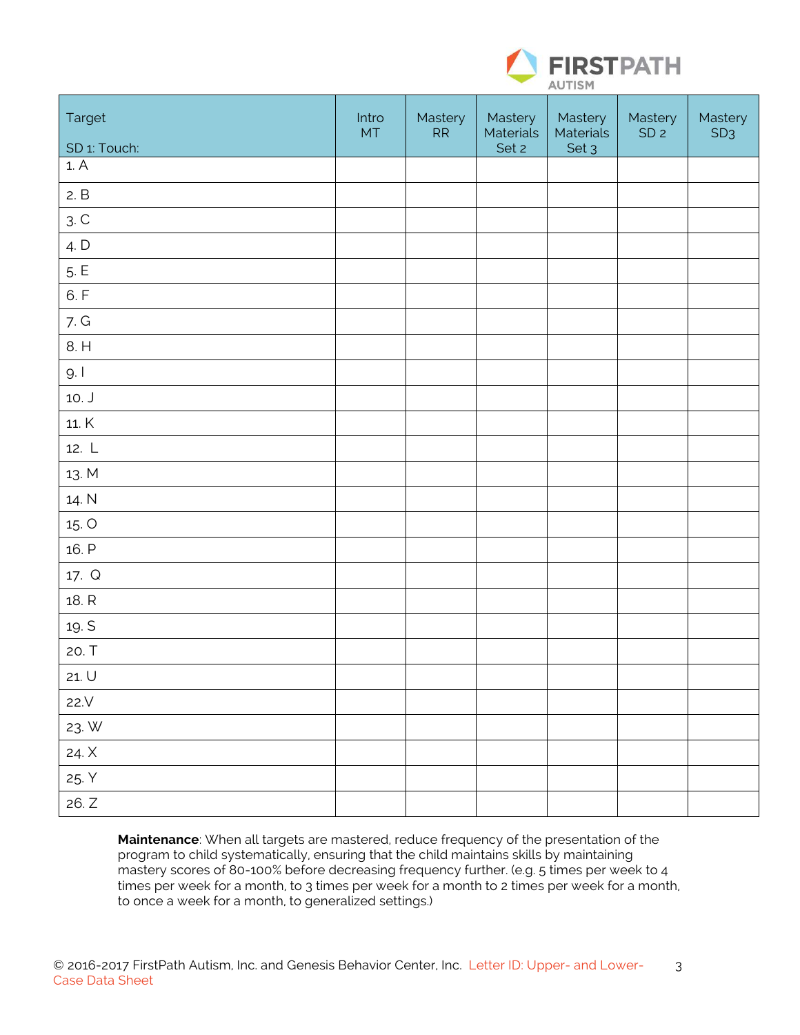| Target<br>SD 1: Touch: | Intro MT | Mastery RR | Mastery Materials Set 2 | Mastery Materials Set 3 | Mastery SD 2 | Mastery SD3 |
| --- | --- | --- | --- | --- | --- | --- |
| 1. A | | | | | | |
| 2. B | | | | | | |
| 3. C | | | | | | |
| 4. D | | | | | | |
| 5. E | | | | | | |
| 6. F | | | | | | |
| 7. G | | | | | | |
| 8. H | | | | | | |
| 9. I | | | | | | |
| 10. J | | | | | | |
| 11. K | | | | | | |
| 12. L | | | | | | |
| 13. M | | | | | | |
| 14. N | | | | | | |
| 15. O | | | | | | |
| 16. P | | | | | | |
| 17. Q | | | | | | |
| 18. R | | | | | | |
| 19. S | | | | | | |
| 20. T | | | | | | |
| 21. U | | | | | | |
| 22.V | | | | | | |
| 23. W | | | | | | |
| 24. X | | | | | | |
| 25. Y | | | | | | |
| 26. Z | | | | | | |

**Maintenance**: When all targets are mastered, reduce frequency of the presentation of the program to child systematically, ensuring that the child maintains skills by maintaining mastery scores of 80-100% before decreasing frequency further. (e.g. 5 times per week to 4 times per week for a month, to 3 times per week for a month to 2 times per week for a month, to once a week for a month, to generalized settings.)

© 2016-2017 FirstPath Autism, Inc. and Genesis Behavior Center, Inc. Letter ID: Upper- and Lower-Case Data Sheet